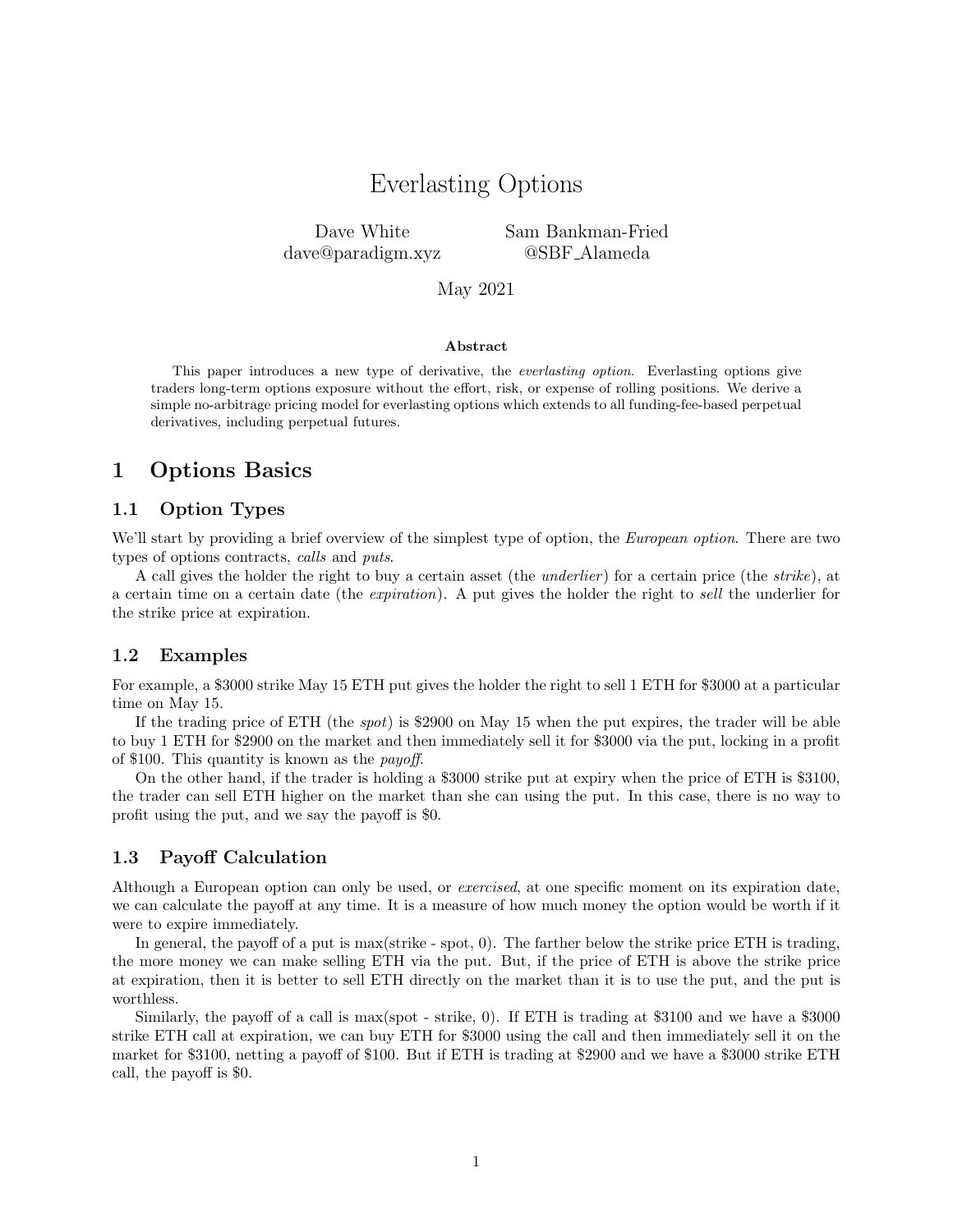# Everlasting Options

Dave White
dave@paradigm.xyz

Sam Bankman-Fried
@SBF_Alameda

May 2021

**Abstract**

This paper introduces a new type of derivative, the *everlasting option*. Everlasting options give traders long-term options exposure without the effort, risk, or expense of rolling positions. We derive a simple no-arbitrage pricing model for everlasting options which extends to all funding-fee-based perpetual derivatives, including perpetual futures.

## 1 Options Basics

### 1.1 Option Types

We'll start by providing a brief overview of the simplest type of option, the *European option*. There are two types of options contracts, *calls* and *puts*.

A call gives the holder the right to buy a certain asset (the *underlier*) for a certain price (the *strike*), at a certain time on a certain date (the *expiration*). A put gives the holder the right to *sell* the underlier for the strike price at expiration.

### 1.2 Examples

For example, a $3000 strike May 15 ETH put gives the holder the right to sell 1 ETH for $3000 at a particular time on May 15.

If the trading price of ETH (the *spot*) is $2900 on May 15 when the put expires, the trader will be able to buy 1 ETH for $2900 on the market and then immediately sell it for $3000 via the put, locking in a profit of $100. This quantity is known as the *payoff*.

On the other hand, if the trader is holding a $3000 strike put at expiry when the price of ETH is $3100, the trader can sell ETH higher on the market than she can using the put. In this case, there is no way to profit using the put, and we say the payoff is $0.

### 1.3 Payoff Calculation

Although a European option can only be used, or *exercised*, at one specific moment on its expiration date, we can calculate the payoff at any time. It is a measure of how much money the option would be worth if it were to expire immediately.

In general, the payoff of a put is max(strike - spot, 0). The farther below the strike price ETH is trading, the more money we can make selling ETH via the put. But, if the price of ETH is above the strike price at expiration, then it is better to sell ETH directly on the market than it is to use the put, and the put is worthless.

Similarly, the payoff of a call is max(spot - strike, 0). If ETH is trading at $3100 and we have a $3000 strike ETH call at expiration, we can buy ETH for $3000 using the call and then immediately sell it on the market for $3100, netting a payoff of $100. But if ETH is trading at $2900 and we have a $3000 strike ETH call, the payoff is $0.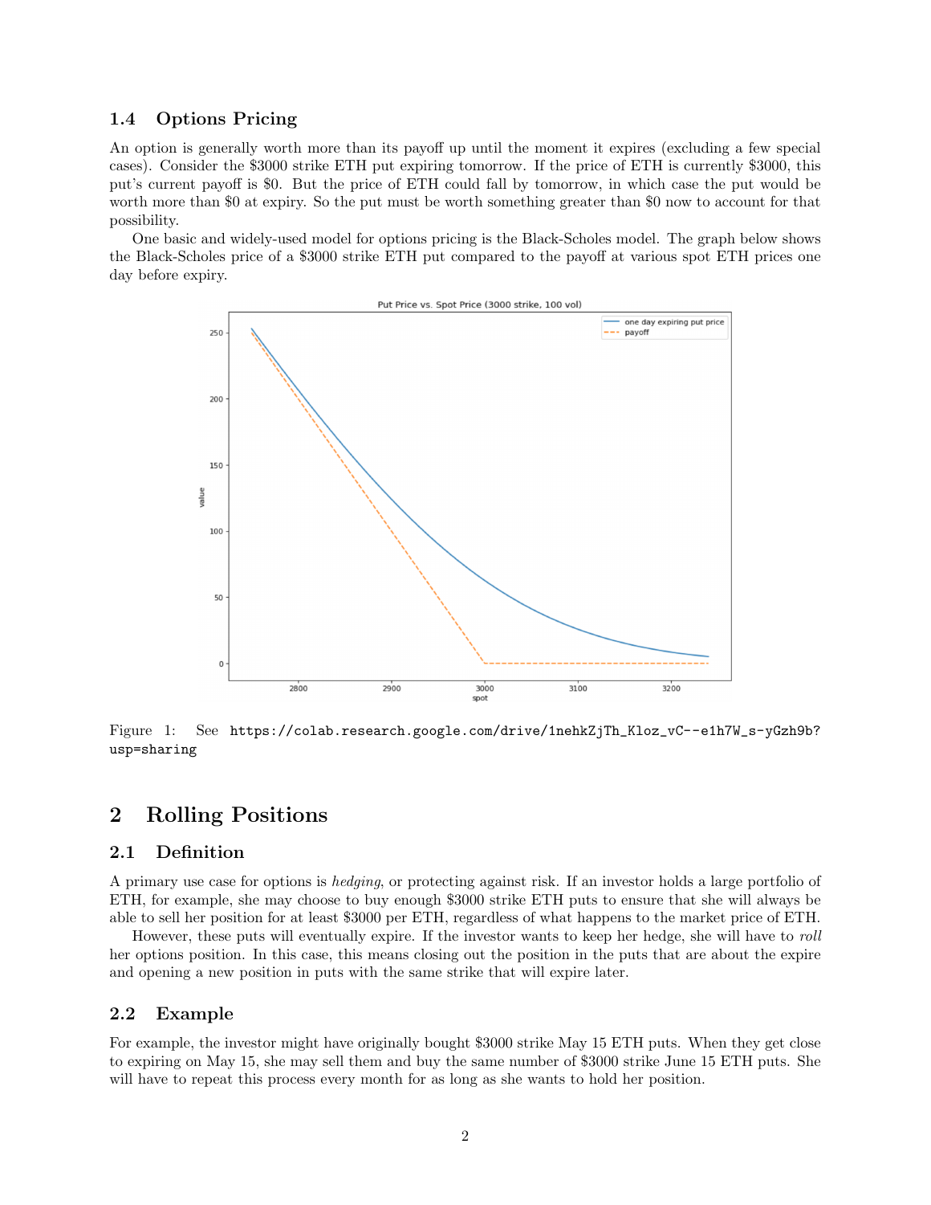### 1.4 Options Pricing

An option is generally worth more than its payoff up until the moment it expires (excluding a few special cases). Consider the $3000 strike ETH put expiring tomorrow. If the price of ETH is currently $3000, this put's current payoff is $0. But the price of ETH could fall by tomorrow, in which case the put would be worth more than $0 at expiry. So the put must be worth something greater than $0 now to account for that possibility.

One basic and widely-used model for options pricing is the Black-Scholes model. The graph below shows the Black-Scholes price of a $3000 strike ETH put compared to the payoff at various spot ETH prices one day before expiry.

Figure 1: See `https://colab.research.google.com/drive/1nehkZjTh_Kloz_vC--e1h7W_s-yGzh9b?usp=sharing`

## 2 Rolling Positions

### 2.1 Definition

A primary use case for options is *hedging*, or protecting against risk. If an investor holds a large portfolio of ETH, for example, she may choose to buy enough $3000 strike ETH puts to ensure that she will always be able to sell her position for at least $3000 per ETH, regardless of what happens to the market price of ETH.

However, these puts will eventually expire. If the investor wants to keep her hedge, she will have to *roll* her options position. In this case, this means closing out the position in the puts that are about the expire and opening a new position in puts with the same strike that will expire later.

### 2.2 Example

For example, the investor might have originally bought $3000 strike May 15 ETH puts. When they get close to expiring on May 15, she may sell them and buy the same number of $3000 strike June 15 ETH puts. She will have to repeat this process every month for as long as she wants to hold her position.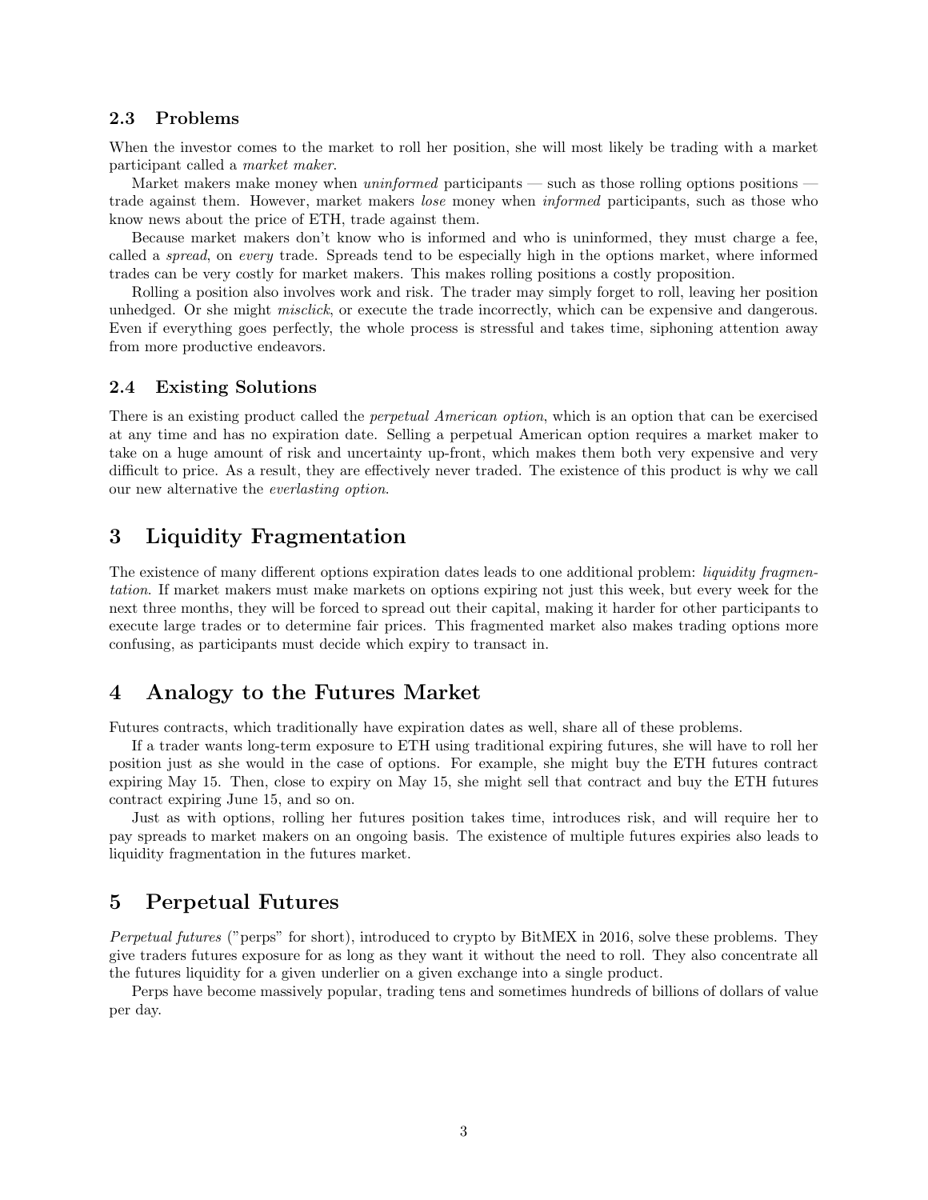### 2.3 Problems

When the investor comes to the market to roll her position, she will most likely be trading with a market participant called a *market maker*.

Market makers make money when *uninformed* participants — such as those rolling options positions — trade against them. However, market makers *lose* money when *informed* participants, such as those who know news about the price of ETH, trade against them.

Because market makers don't know who is informed and who is uninformed, they must charge a fee, called a *spread*, on *every* trade. Spreads tend to be especially high in the options market, where informed trades can be very costly for market makers. This makes rolling positions a costly proposition.

Rolling a position also involves work and risk. The trader may simply forget to roll, leaving her position unhedged. Or she might *misclick*, or execute the trade incorrectly, which can be expensive and dangerous. Even if everything goes perfectly, the whole process is stressful and takes time, siphoning attention away from more productive endeavors.

### 2.4 Existing Solutions

There is an existing product called the *perpetual American option*, which is an option that can be exercised at any time and has no expiration date. Selling a perpetual American option requires a market maker to take on a huge amount of risk and uncertainty up-front, which makes them both very expensive and very difficult to price. As a result, they are effectively never traded. The existence of this product is why we call our new alternative the *everlasting option*.

## 3 Liquidity Fragmentation

The existence of many different options expiration dates leads to one additional problem: *liquidity fragmentation*. If market makers must make markets on options expiring not just this week, but every week for the next three months, they will be forced to spread out their capital, making it harder for other participants to execute large trades or to determine fair prices. This fragmented market also makes trading options more confusing, as participants must decide which expiry to transact in.

## 4 Analogy to the Futures Market

Futures contracts, which traditionally have expiration dates as well, share all of these problems.

If a trader wants long-term exposure to ETH using traditional expiring futures, she will have to roll her position just as she would in the case of options. For example, she might buy the ETH futures contract expiring May 15. Then, close to expiry on May 15, she might sell that contract and buy the ETH futures contract expiring June 15, and so on.

Just as with options, rolling her futures position takes time, introduces risk, and will require her to pay spreads to market makers on an ongoing basis. The existence of multiple futures expiries also leads to liquidity fragmentation in the futures market.

## 5 Perpetual Futures

*Perpetual futures* ("perps" for short), introduced to crypto by BitMEX in 2016, solve these problems. They give traders futures exposure for as long as they want it without the need to roll. They also concentrate all the futures liquidity for a given underlier on a given exchange into a single product.

Perps have become massively popular, trading tens and sometimes hundreds of billions of dollars of value per day.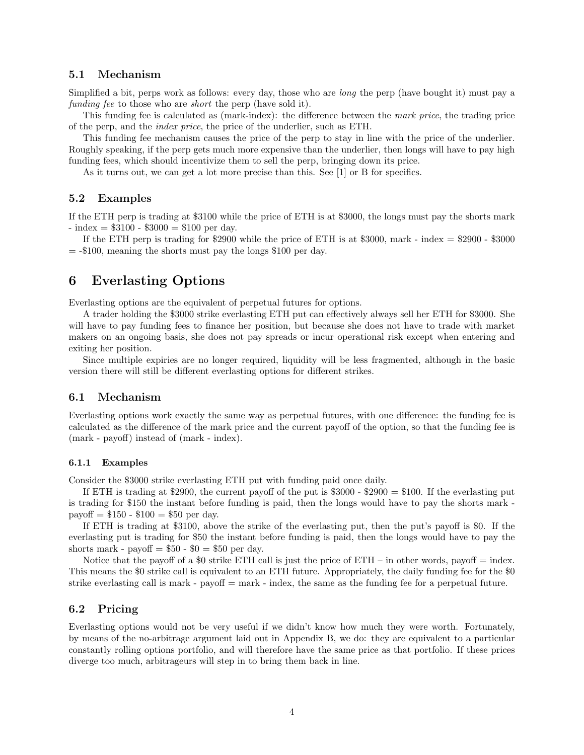### 5.1 Mechanism

Simplified a bit, perps work as follows: every day, those who are *long* the perp (have bought it) must pay a *funding fee* to those who are *short* the perp (have sold it).

This funding fee is calculated as (mark-index): the difference between the *mark price*, the trading price of the perp, and the *index price*, the price of the underlier, such as ETH.

This funding fee mechanism causes the price of the perp to stay in line with the price of the underlier. Roughly speaking, if the perp gets much more expensive than the underlier, then longs will have to pay high funding fees, which should incentivize them to sell the perp, bringing down its price.

As it turns out, we can get a lot more precise than this. See [1] or B for specifics.

### 5.2 Examples

If the ETH perp is trading at \$3100 while the price of ETH is at \$3000, the longs must pay the shorts mark - index = \$3100 - \$3000 = \$100 per day.

If the ETH perp is trading for \$2900 while the price of ETH is at \$3000, mark - index = \$2900 - \$3000 = -\$100, meaning the shorts must pay the longs \$100 per day.

## 6 Everlasting Options

Everlasting options are the equivalent of perpetual futures for options.

A trader holding the \$3000 strike everlasting ETH put can effectively always sell her ETH for \$3000. She will have to pay funding fees to finance her position, but because she does not have to trade with market makers on an ongoing basis, she does not pay spreads or incur operational risk except when entering and exiting her position.

Since multiple expiries are no longer required, liquidity will be less fragmented, although in the basic version there will still be different everlasting options for different strikes.

### 6.1 Mechanism

Everlasting options work exactly the same way as perpetual futures, with one difference: the funding fee is calculated as the difference of the mark price and the current payoff of the option, so that the funding fee is (mark - payoff) instead of (mark - index).

#### 6.1.1 Examples

Consider the \$3000 strike everlasting ETH put with funding paid once daily.

If ETH is trading at \$2900, the current payoff of the put is \$3000 - \$2900 = \$100. If the everlasting put is trading for \$150 the instant before funding is paid, then the longs would have to pay the shorts mark - payoff = \$150 - \$100 = \$50 per day.

If ETH is trading at \$3100, above the strike of the everlasting put, then the put's payoff is \$0. If the everlasting put is trading for \$50 the instant before funding is paid, then the longs would have to pay the shorts mark - payoff = \$50 - \$0 = \$50 per day.

Notice that the payoff of a \$0 strike ETH call is just the price of ETH – in other words, payoff = index. This means the \$0 strike call is equivalent to an ETH future. Appropriately, the daily funding fee for the \$0 strike everlasting call is mark - payoff = mark - index, the same as the funding fee for a perpetual future.

### 6.2 Pricing

Everlasting options would not be very useful if we didn't know how much they were worth. Fortunately, by means of the no-arbitrage argument laid out in Appendix B, we do: they are equivalent to a particular constantly rolling options portfolio, and will therefore have the same price as that portfolio. If these prices diverge too much, arbitrageurs will step in to bring them back in line.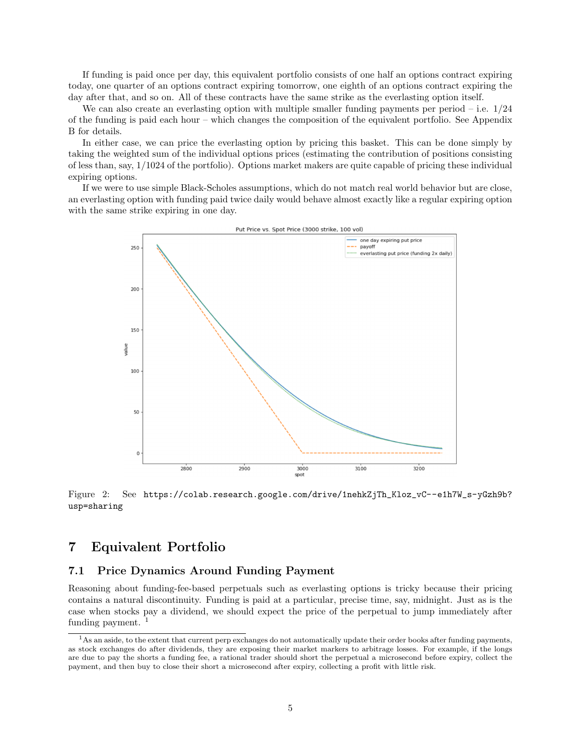If funding is paid once per day, this equivalent portfolio consists of one half an options contract expiring today, one quarter of an options contract expiring tomorrow, one eighth of an options contract expiring the day after that, and so on. All of these contracts have the same strike as the everlasting option itself.

We can also create an everlasting option with multiple smaller funding payments per period – i.e. 1/24 of the funding is paid each hour – which changes the composition of the equivalent portfolio. See Appendix B for details.

In either case, we can price the everlasting option by pricing this basket. This can be done simply by taking the weighted sum of the individual options prices (estimating the contribution of positions consisting of less than, say, 1/1024 of the portfolio). Options market makers are quite capable of pricing these individual expiring options.

If we were to use simple Black-Scholes assumptions, which do not match real world behavior but are close, an everlasting option with funding paid twice daily would behave almost exactly like a regular expiring option with the same strike expiring in one day.

Figure 2: See https://colab.research.google.com/drive/1nehkZjTh_Kloz_vC--e1h7W_s-yGzh9b?usp=sharing

# 7 Equivalent Portfolio

## 7.1 Price Dynamics Around Funding Payment

Reasoning about funding-fee-based perpetuals such as everlasting options is tricky because their pricing contains a natural discontinuity. Funding is paid at a particular, precise time, say, midnight. Just as is the case when stocks pay a dividend, we should expect the price of the perpetual to jump immediately after funding payment. [1]

[1] As an aside, to the extent that current perp exchanges do not automatically update their order books after funding payments, as stock exchanges do after dividends, they are exposing their market markers to arbitrage losses. For example, if the longs are due to pay the shorts a funding fee, a rational trader should short the perpetual a microsecond before expiry, collect the payment, and then buy to close their short a microsecond after expiry, collecting a profit with little risk.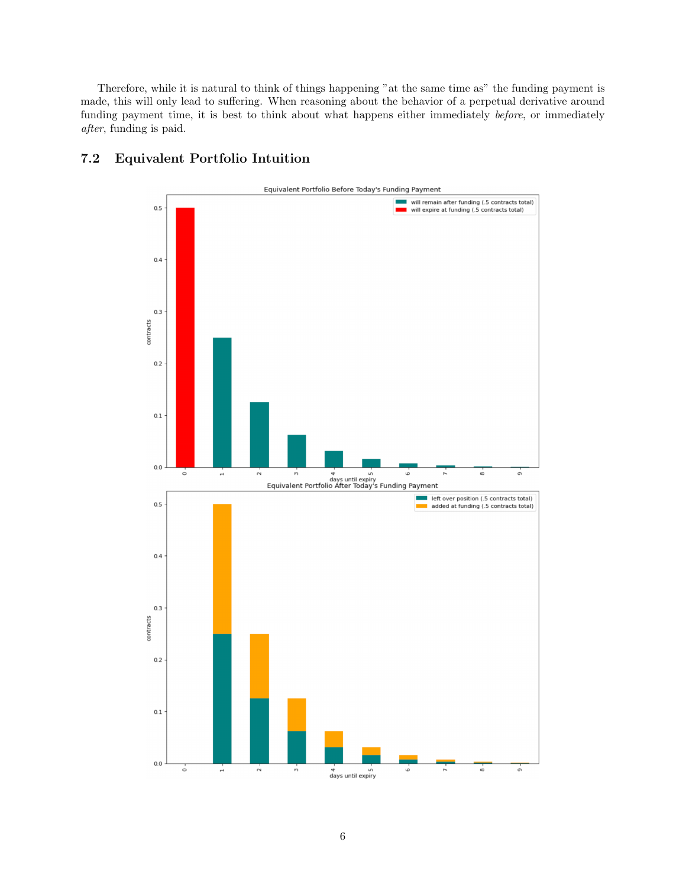Therefore, while it is natural to think of things happening "at the same time as" the funding payment is made, this will only lead to suffering. When reasoning about the behavior of a perpetual derivative around funding payment time, it is best to think about what happens either immediately *before*, or immediately *after*, funding is paid.

## 7.2 Equivalent Portfolio Intuition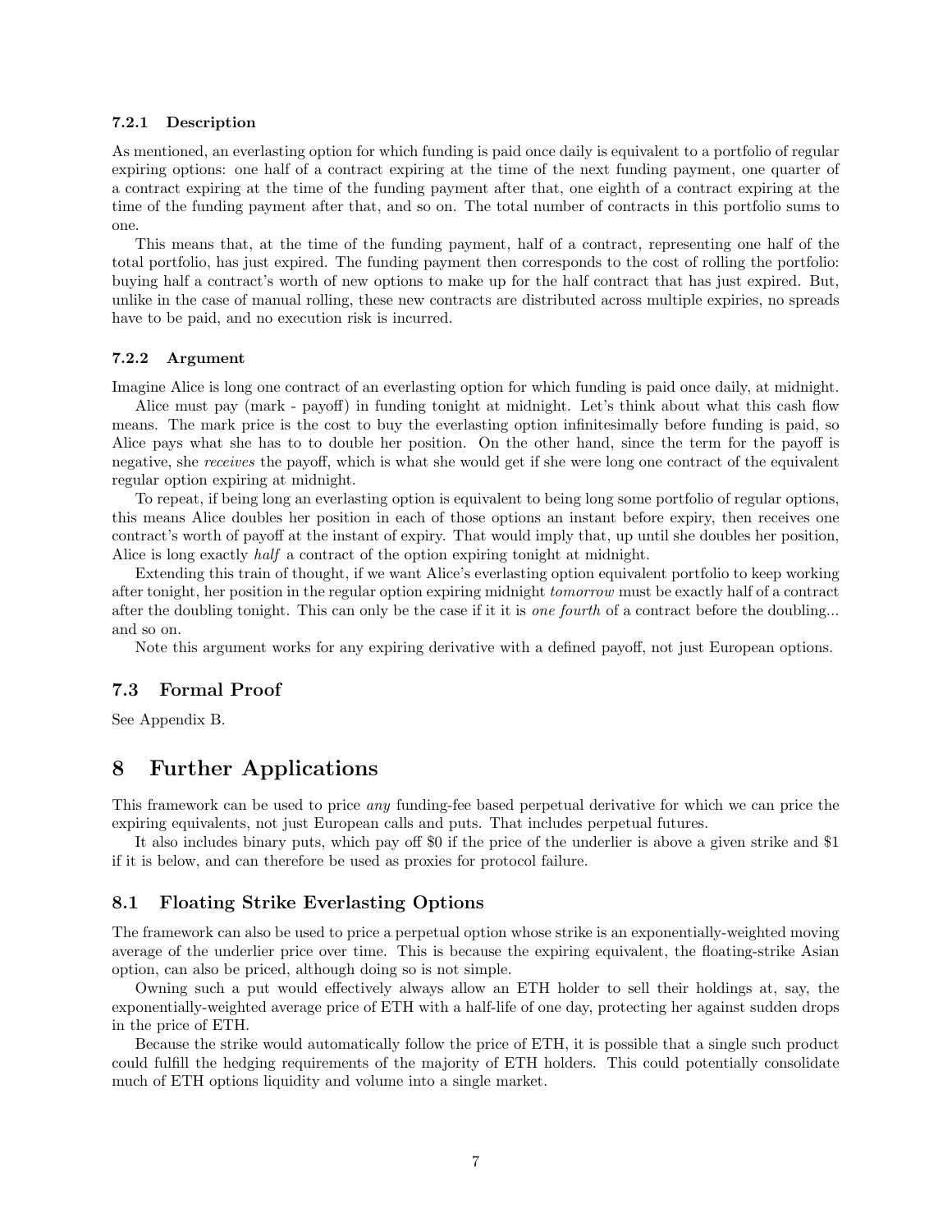#### 7.2.1 Description

As mentioned, an everlasting option for which funding is paid once daily is equivalent to a portfolio of regular expiring options: one half of a contract expiring at the time of the next funding payment, one quarter of a contract expiring at the time of the funding payment after that, one eighth of a contract expiring at the time of the funding payment after that, and so on. The total number of contracts in this portfolio sums to one.

This means that, at the time of the funding payment, half of a contract, representing one half of the total portfolio, has just expired. The funding payment then corresponds to the cost of rolling the portfolio: buying half a contract's worth of new options to make up for the half contract that has just expired. But, unlike in the case of manual rolling, these new contracts are distributed across multiple expiries, no spreads have to be paid, and no execution risk is incurred.

#### 7.2.2 Argument

Imagine Alice is long one contract of an everlasting option for which funding is paid once daily, at midnight.

Alice must pay (mark - payoff) in funding tonight at midnight. Let's think about what this cash flow means. The mark price is the cost to buy the everlasting option infinitesimally before funding is paid, so Alice pays what she has to to double her position. On the other hand, since the term for the payoff is negative, she *receives* the payoff, which is what she would get if she were long one contract of the equivalent regular option expiring at midnight.

To repeat, if being long an everlasting option is equivalent to being long some portfolio of regular options, this means Alice doubles her position in each of those options an instant before expiry, then receives one contract's worth of payoff at the instant of expiry. That would imply that, up until she doubles her position, Alice is long exactly *half* a contract of the option expiring tonight at midnight.

Extending this train of thought, if we want Alice's everlasting option equivalent portfolio to keep working after tonight, her position in the regular option expiring midnight *tomorrow* must be exactly half of a contract after the doubling tonight. This can only be the case if it it is *one fourth* of a contract before the doubling... and so on.

Note this argument works for any expiring derivative with a defined payoff, not just European options.

### 7.3 Formal Proof

See Appendix B.

## 8 Further Applications

This framework can be used to price *any* funding-fee based perpetual derivative for which we can price the expiring equivalents, not just European calls and puts. That includes perpetual futures.

It also includes binary puts, which pay off \$0 if the price of the underlier is above a given strike and \$1 if it is below, and can therefore be used as proxies for protocol failure.

### 8.1 Floating Strike Everlasting Options

The framework can also be used to price a perpetual option whose strike is an exponentially-weighted moving average of the underlier price over time. This is because the expiring equivalent, the floating-strike Asian option, can also be priced, although doing so is not simple.

Owning such a put would effectively always allow an ETH holder to sell their holdings at, say, the exponentially-weighted average price of ETH with a half-life of one day, protecting her against sudden drops in the price of ETH.

Because the strike would automatically follow the price of ETH, it is possible that a single such product could fulfill the hedging requirements of the majority of ETH holders. This could potentially consolidate much of ETH options liquidity and volume into a single market.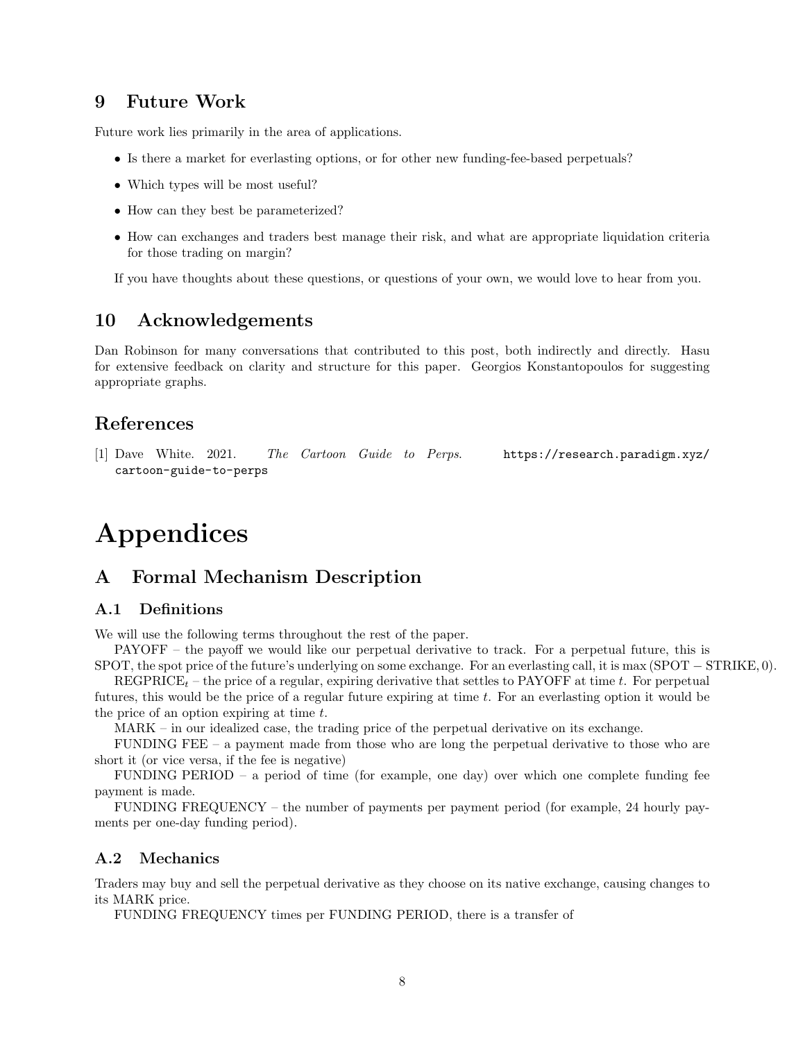## 9 Future Work

Future work lies primarily in the area of applications.

- Is there a market for everlasting options, or for other new funding-fee-based perpetuals?
- Which types will be most useful?
- How can they best be parameterized?
- How can exchanges and traders best manage their risk, and what are appropriate liquidation criteria for those trading on margin?

If you have thoughts about these questions, or questions of your own, we would love to hear from you.

## 10 Acknowledgements

Dan Robinson for many conversations that contributed to this post, both indirectly and directly. Hasu for extensive feedback on clarity and structure for this paper. Georgios Konstantopoulos for suggesting appropriate graphs.

## References

[1] Dave White. 2021. *The Cartoon Guide to Perps.* https://research.paradigm.xyz/cartoon-guide-to-perps

# Appendices

## A Formal Mechanism Description

### A.1 Definitions

We will use the following terms throughout the rest of the paper.

PAYOFF – the payoff we would like our perpetual derivative to track. For a perpetual future, this is SPOT, the spot price of the future's underlying on some exchange. For an everlasting call, it is $\max(\text{SPOT} - \text{STRIKE}, 0)$.

$\text{REGPRICE}_t$ – the price of a regular, expiring derivative that settles to PAYOFF at time $t$. For perpetual futures, this would be the price of a regular future expiring at time $t$. For an everlasting option it would be the price of an option expiring at time $t$.

MARK – in our idealized case, the trading price of the perpetual derivative on its exchange.

FUNDING FEE – a payment made from those who are long the perpetual derivative to those who are short it (or vice versa, if the fee is negative)

FUNDING PERIOD – a period of time (for example, one day) over which one complete funding fee payment is made.

FUNDING FREQUENCY – the number of payments per payment period (for example, 24 hourly payments per one-day funding period).

### A.2 Mechanics

Traders may buy and sell the perpetual derivative as they choose on its native exchange, causing changes to its MARK price.

FUNDING FREQUENCY times per FUNDING PERIOD, there is a transfer of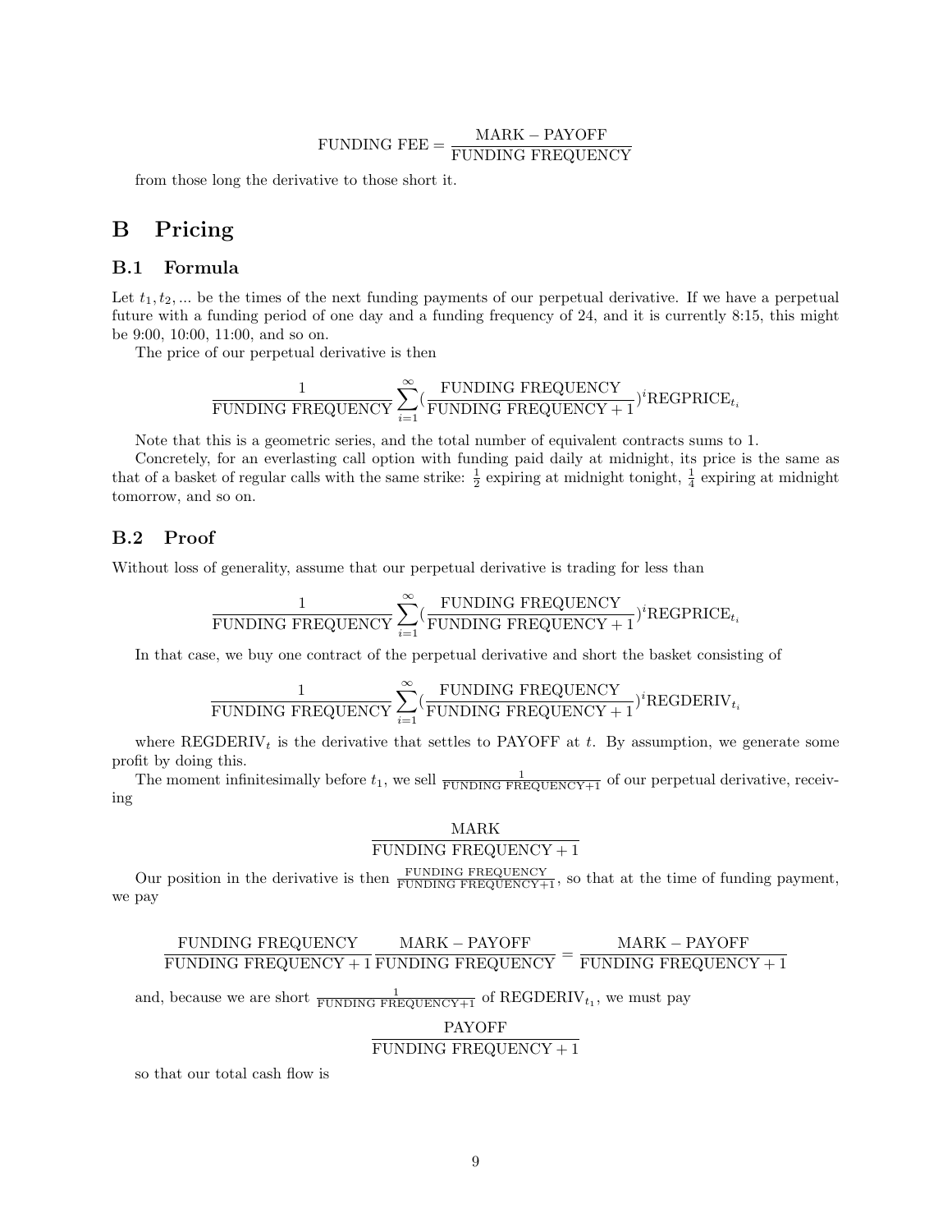$$\text{FUNDING FEE} = \frac{\text{MARK} - \text{PAYOFF}}{\text{FUNDING FREQUENCY}}$$

from those long the derivative to those short it.

# B Pricing

## B.1 Formula

Let $t_1, t_2, \ldots$ be the times of the next funding payments of our perpetual derivative. If we have a perpetual future with a funding period of one day and a funding frequency of 24, and it is currently 8:15, this might be 9:00, 10:00, 11:00, and so on.

The price of our perpetual derivative is then

$$\frac{1}{\text{FUNDING FREQUENCY}} \sum_{i=1}^{\infty} \left(\frac{\text{FUNDING FREQUENCY}}{\text{FUNDING FREQUENCY} + 1}\right)^i \text{REGPRICE}_{t_i}$$

Note that this is a geometric series, and the total number of equivalent contracts sums to 1.

Concretely, for an everlasting call option with funding paid daily at midnight, its price is the same as that of a basket of regular calls with the same strike: $\frac{1}{2}$ expiring at midnight tonight, $\frac{1}{4}$ expiring at midnight tomorrow, and so on.

## B.2 Proof

Without loss of generality, assume that our perpetual derivative is trading for less than

$$\frac{1}{\text{FUNDING FREQUENCY}} \sum_{i=1}^{\infty} \left(\frac{\text{FUNDING FREQUENCY}}{\text{FUNDING FREQUENCY} + 1}\right)^i \text{REGPRICE}_{t_i}$$

In that case, we buy one contract of the perpetual derivative and short the basket consisting of

$$\frac{1}{\text{FUNDING FREQUENCY}} \sum_{i=1}^{\infty} \left(\frac{\text{FUNDING FREQUENCY}}{\text{FUNDING FREQUENCY} + 1}\right)^i \text{REGDERIV}_{t_i}$$

where $\text{REGDERIV}_t$ is the derivative that settles to PAYOFF at $t$. By assumption, we generate some profit by doing this.

The moment infinitesimally before $t_1$, we sell $\frac{1}{\text{FUNDING FREQUENCY}+1}$ of our perpetual derivative, receiving

$$\frac{\text{MARK}}{\text{FUNDING FREQUENCY} + 1}$$

Our position in the derivative is then $\frac{\text{FUNDING FREQUENCY}}{\text{FUNDING FREQUENCY}+1}$, so that at the time of funding payment, we pay

$$\frac{\text{FUNDING FREQUENCY}}{\text{FUNDING FREQUENCY} + 1} \frac{\text{MARK} - \text{PAYOFF}}{\text{FUNDING FREQUENCY}} = \frac{\text{MARK} - \text{PAYOFF}}{\text{FUNDING FREQUENCY} + 1}$$

and, because we are short $\frac{1}{\text{FUNDING FREQUENCY}+1}$ of $\text{REGDERIV}_{t_1}$, we must pay

$$\frac{\text{PAYOFF}}{\text{FUNDING FREQUENCY} + 1}$$

so that our total cash flow is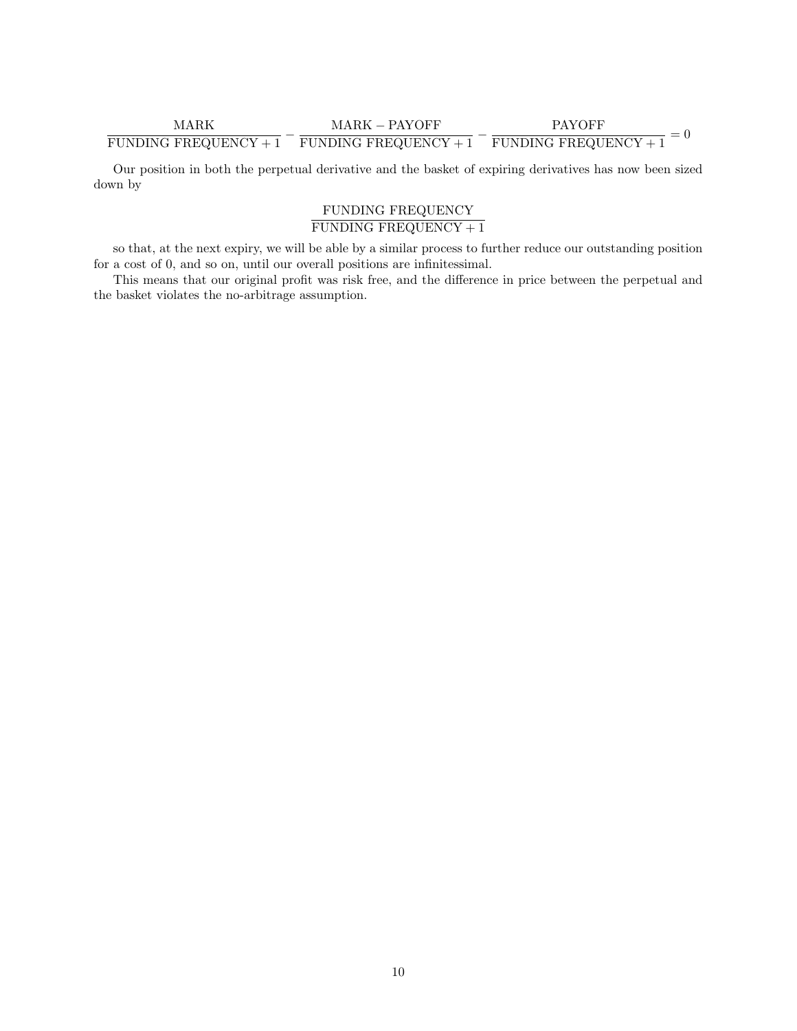$$\frac{\text{MARK}}{\text{FUNDING FREQUENCY} + 1} - \frac{\text{MARK} - \text{PAYOFF}}{\text{FUNDING FREQUENCY} + 1} - \frac{\text{PAYOFF}}{\text{FUNDING FREQUENCY} + 1} = 0$$

Our position in both the perpetual derivative and the basket of expiring derivatives has now been sized down by

$$\frac{\text{FUNDING FREQUENCY}}{\text{FUNDING FREQUENCY} + 1}$$

so that, at the next expiry, we will be able by a similar process to further reduce our outstanding position for a cost of 0, and so on, until our overall positions are infinitessimal.

This means that our original profit was risk free, and the difference in price between the perpetual and the basket violates the no-arbitrage assumption.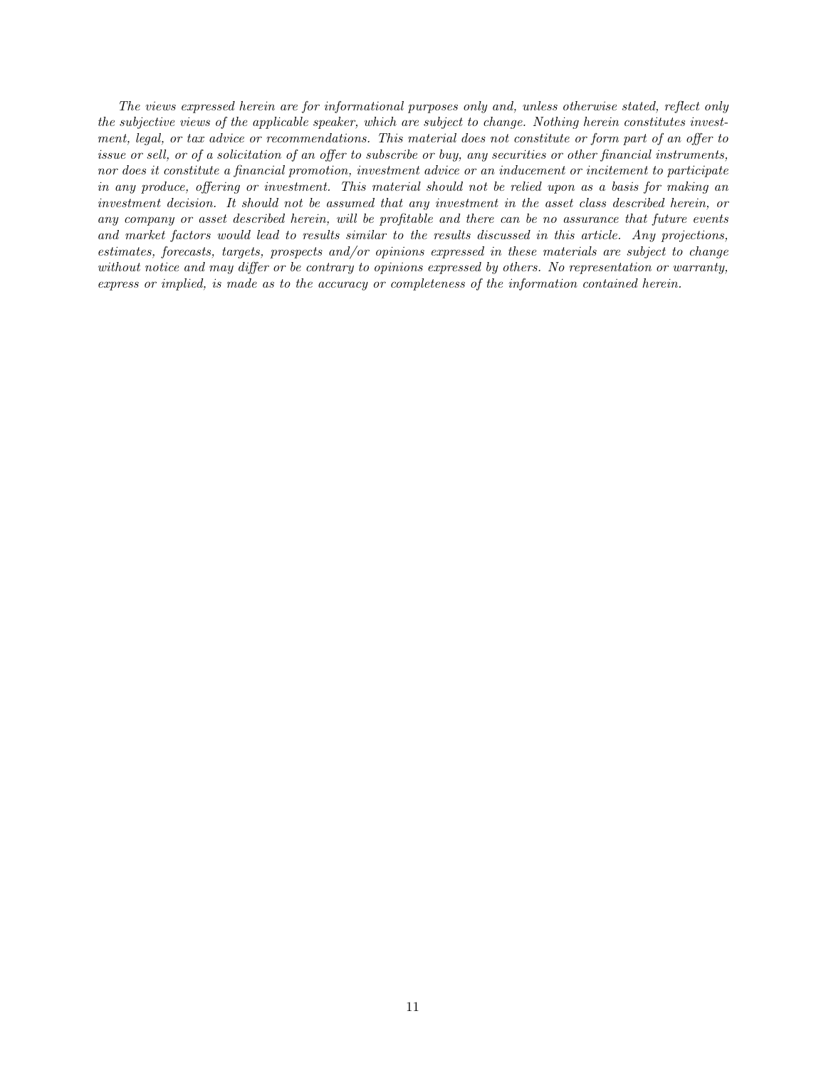*The views expressed herein are for informational purposes only and, unless otherwise stated, reflect only the subjective views of the applicable speaker, which are subject to change. Nothing herein constitutes investment, legal, or tax advice or recommendations. This material does not constitute or form part of an offer to issue or sell, or of a solicitation of an offer to subscribe or buy, any securities or other financial instruments, nor does it constitute a financial promotion, investment advice or an inducement or incitement to participate in any produce, offering or investment. This material should not be relied upon as a basis for making an investment decision. It should not be assumed that any investment in the asset class described herein, or any company or asset described herein, will be profitable and there can be no assurance that future events and market factors would lead to results similar to the results discussed in this article. Any projections, estimates, forecasts, targets, prospects and/or opinions expressed in these materials are subject to change without notice and may differ or be contrary to opinions expressed by others. No representation or warranty, express or implied, is made as to the accuracy or completeness of the information contained herein.*